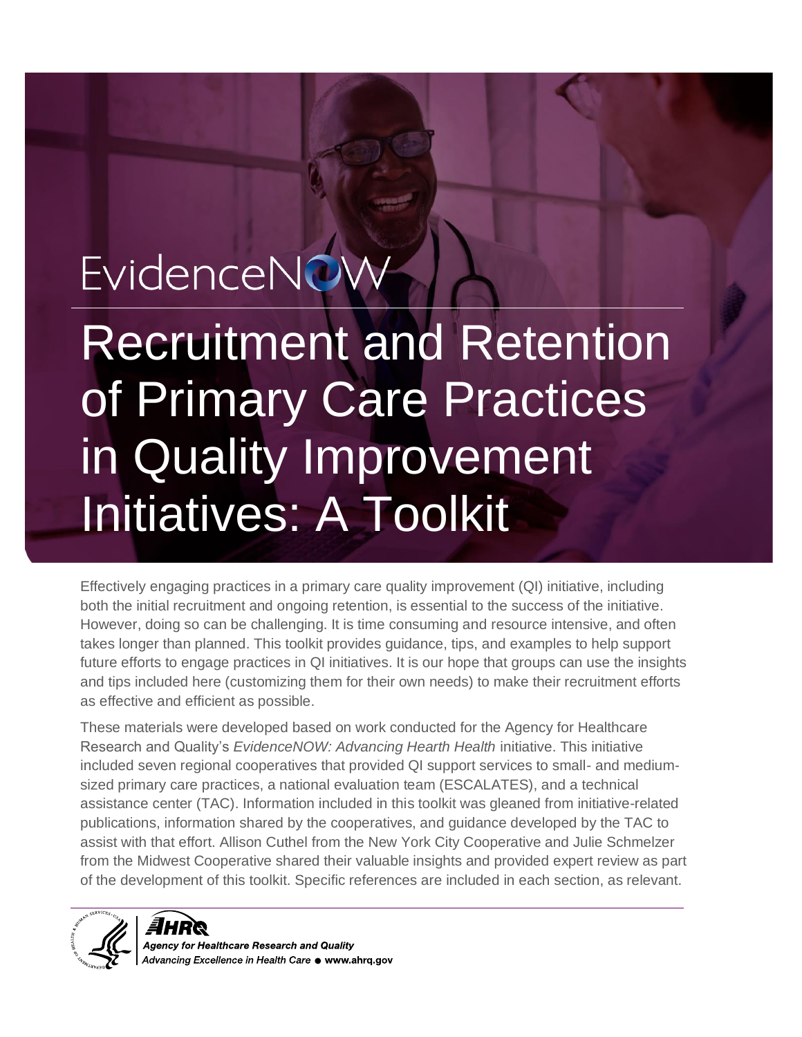EvidenceNOW

# Recruitment and Retention of Primary Care Practices in Quality Improvement Initiatives: A Toolkit

Effectively engaging practices in a primary care quality improvement (QI) initiative, including both the initial recruitment and ongoing retention, is essential to the success of the initiative. However, doing so can be challenging. It is time consuming and resource intensive, and often takes longer than planned. This toolkit provides guidance, tips, and examples to help support future efforts to engage practices in QI initiatives. It is our hope that groups can use the insights and tips included here (customizing them for their own needs) to make their recruitment efforts as effective and efficient as possible.

These materials were developed based on work conducted for the Agency for Healthcare Research and Quality's *EvidenceNOW: Advancing Hearth Health* initiative. This initiative included seven regional cooperatives that provided QI support services to small- and medium-sized primary care practices, a national evaluation team (ESCALATES), and a technical assistance center (TAC). Information included in this toolkit was gleaned from initiative-related publications, information shared by the cooperatives, and guidance developed by the TAC to assist with that effort. Allison Cuthel from the New York City Cooperative and Julie Schmelzer from the Midwest Cooperative shared their valuable insights and provided expert review as part of the development of this toolkit. Specific references are included in each section, as relevant.

AHRQ
Agency for Healthcare Research and Quality
Advancing Excellence in Health Care ● www.ahrq.gov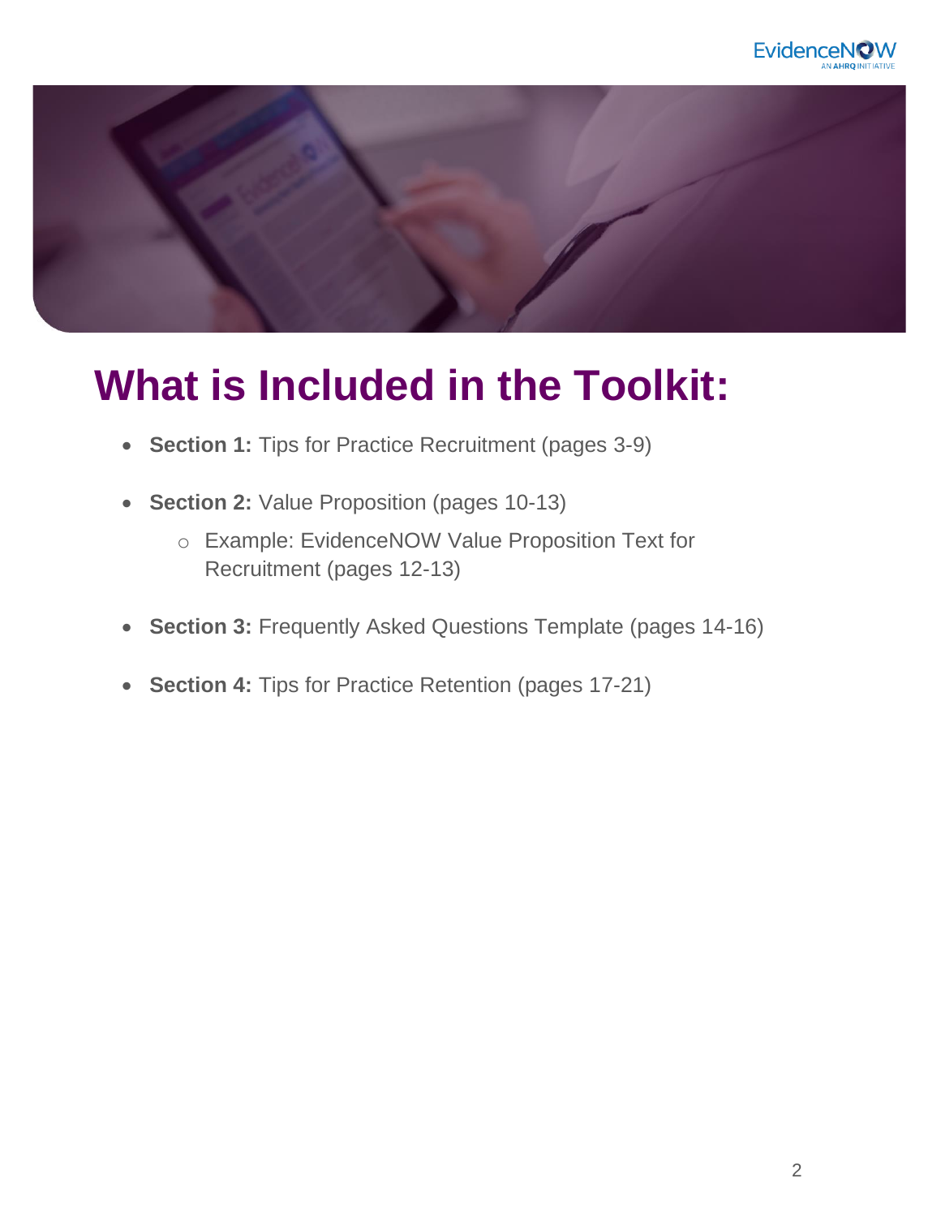# What is Included in the Toolkit:

- **Section 1:** Tips for Practice Recruitment (pages 3-9)
- **Section 2:** Value Proposition (pages 10-13)
    - Example: EvidenceNOW Value Proposition Text for Recruitment (pages 12-13)
- **Section 3:** Frequently Asked Questions Template (pages 14-16)
- **Section 4:** Tips for Practice Retention (pages 17-21)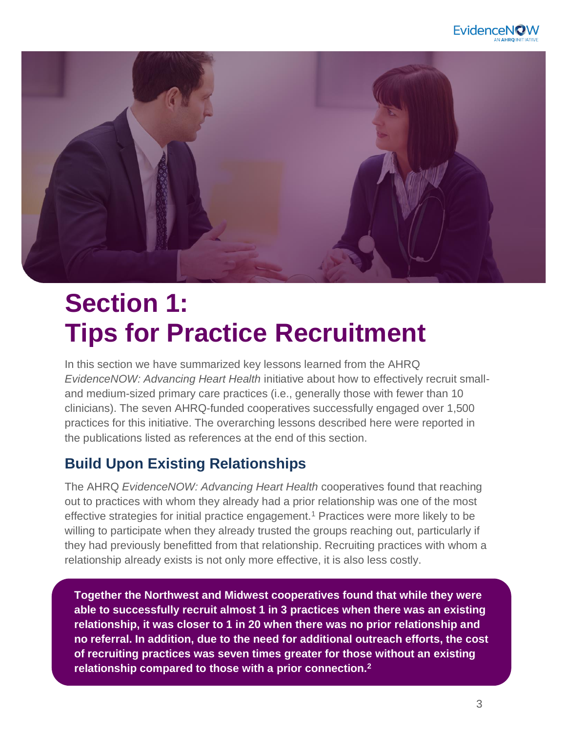# Section 1: Tips for Practice Recruitment

In this section we have summarized key lessons learned from the AHRQ *EvidenceNOW: Advancing Heart Health* initiative about how to effectively recruit small- and medium-sized primary care practices (i.e., generally those with fewer than 10 clinicians). The seven AHRQ-funded cooperatives successfully engaged over 1,500 practices for this initiative. The overarching lessons described here were reported in the publications listed as references at the end of this section.

## Build Upon Existing Relationships

The AHRQ *EvidenceNOW: Advancing Heart Health* cooperatives found that reaching out to practices with whom they already had a prior relationship was one of the most effective strategies for initial practice engagement.[1] Practices were more likely to be willing to participate when they already trusted the groups reaching out, particularly if they had previously benefitted from that relationship. Recruiting practices with whom a relationship already exists is not only more effective, it is also less costly.

**Together the Northwest and Midwest cooperatives found that while they were able to successfully recruit almost 1 in 3 practices when there was an existing relationship, it was closer to 1 in 20 when there was no prior relationship and no referral. In addition, due to the need for additional outreach efforts, the cost of recruiting practices was seven times greater for those without an existing relationship compared to those with a prior connection.[2]**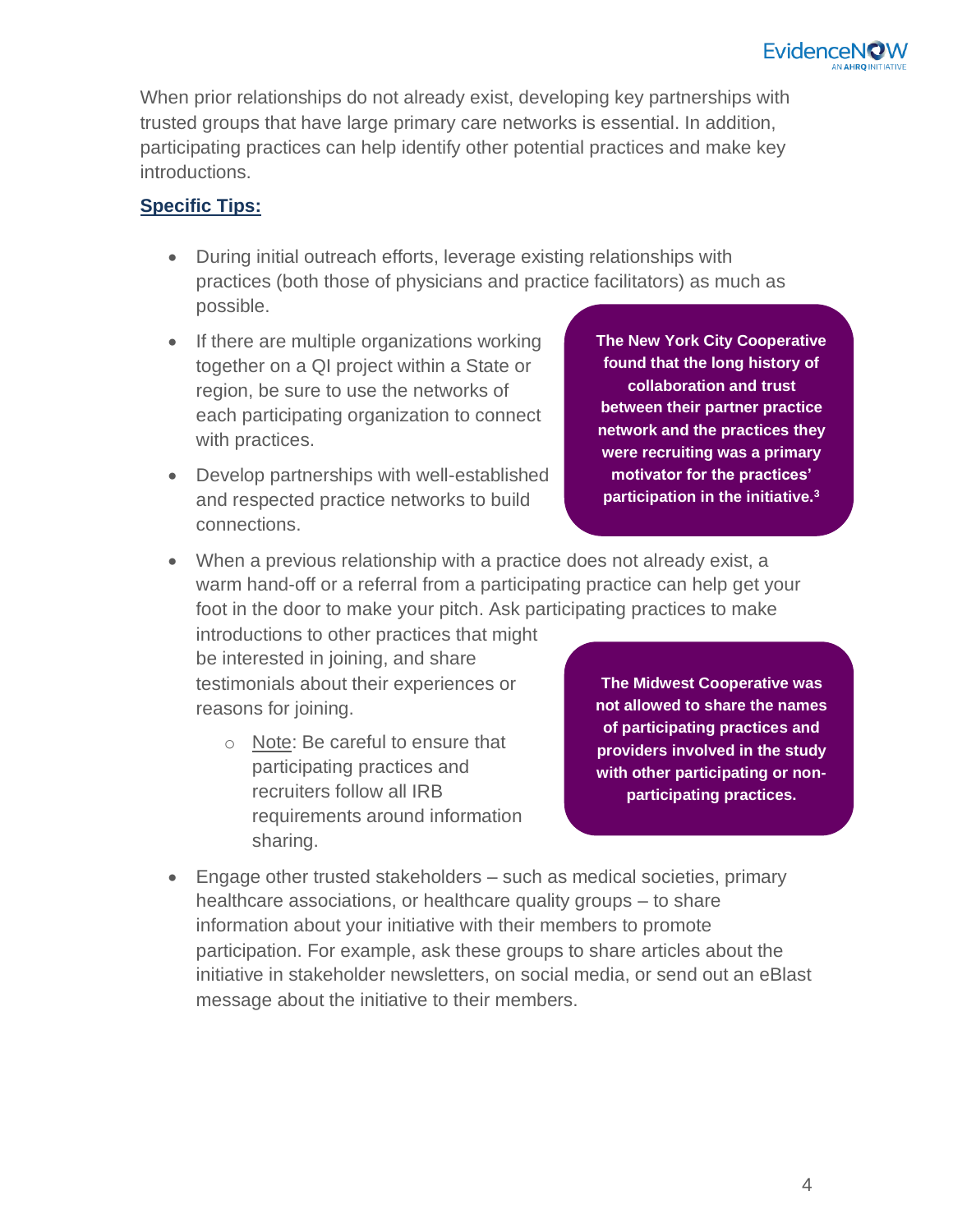When prior relationships do not already exist, developing key partnerships with trusted groups that have large primary care networks is essential. In addition, participating practices can help identify other potential practices and make key introductions.

**Specific Tips:**

- During initial outreach efforts, leverage existing relationships with practices (both those of physicians and practice facilitators) as much as possible.
- If there are multiple organizations working together on a QI project within a State or region, be sure to use the networks of each participating organization to connect with practices.
- Develop partnerships with well-established and respected practice networks to build connections.

**The New York City Cooperative found that the long history of collaboration and trust between their partner practice network and the practices they were recruiting was a primary motivator for the practices' participation in the initiative.[3]**

- When a previous relationship with a practice does not already exist, a warm hand-off or a referral from a participating practice can help get your foot in the door to make your pitch. Ask participating practices to make introductions to other practices that might be interested in joining, and share testimonials about their experiences or reasons for joining.
  - Note: Be careful to ensure that participating practices and recruiters follow all IRB requirements around information sharing.

**The Midwest Cooperative was not allowed to share the names of participating practices and providers involved in the study with other participating or non-participating practices.**

- Engage other trusted stakeholders – such as medical societies, primary healthcare associations, or healthcare quality groups – to share information about your initiative with their members to promote participation. For example, ask these groups to share articles about the initiative in stakeholder newsletters, on social media, or send out an eBlast message about the initiative to their members.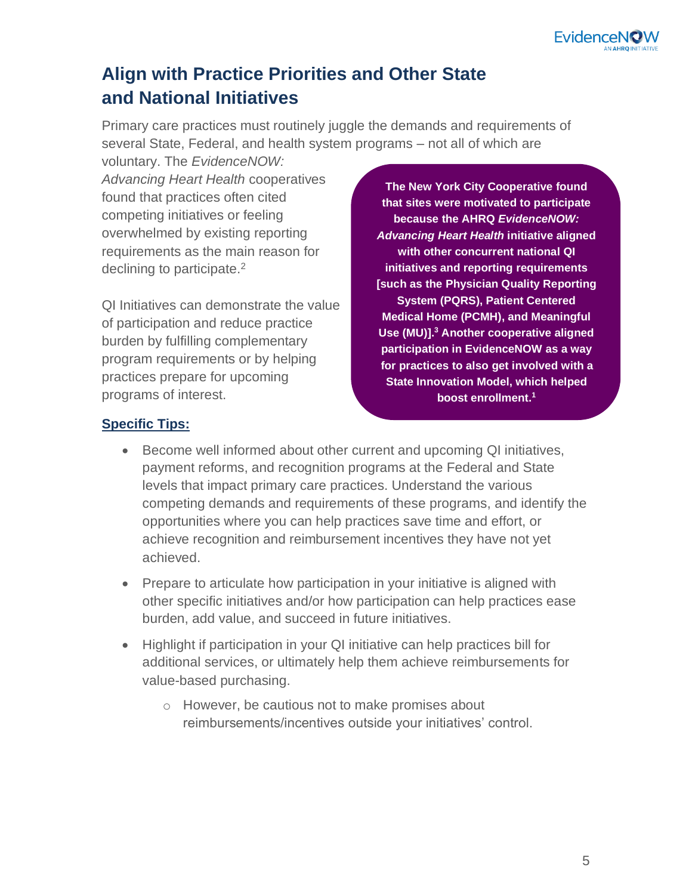## Align with Practice Priorities and Other State and National Initiatives

Primary care practices must routinely juggle the demands and requirements of several State, Federal, and health system programs – not all of which are voluntary. The *EvidenceNOW: Advancing Heart Health* cooperatives found that practices often cited competing initiatives or feeling overwhelmed by existing reporting requirements as the main reason for declining to participate.[2]

QI Initiatives can demonstrate the value of participation and reduce practice burden by fulfilling complementary program requirements or by helping practices prepare for upcoming programs of interest.

**The New York City Cooperative found that sites were motivated to participate because the AHRQ *EvidenceNOW: Advancing Heart Health* initiative aligned with other concurrent national QI initiatives and reporting requirements [such as the Physician Quality Reporting System (PQRS), Patient Centered Medical Home (PCMH), and Meaningful Use (MU)].[3] Another cooperative aligned participation in EvidenceNOW as a way for practices to also get involved with a State Innovation Model, which helped boost enrollment.[1]**

**Specific Tips:**

- Become well informed about other current and upcoming QI initiatives, payment reforms, and recognition programs at the Federal and State levels that impact primary care practices. Understand the various competing demands and requirements of these programs, and identify the opportunities where you can help practices save time and effort, or achieve recognition and reimbursement incentives they have not yet achieved.
- Prepare to articulate how participation in your initiative is aligned with other specific initiatives and/or how participation can help practices ease burden, add value, and succeed in future initiatives.
- Highlight if participation in your QI initiative can help practices bill for additional services, or ultimately help them achieve reimbursements for value-based purchasing.
  - However, be cautious not to make promises about reimbursements/incentives outside your initiatives' control.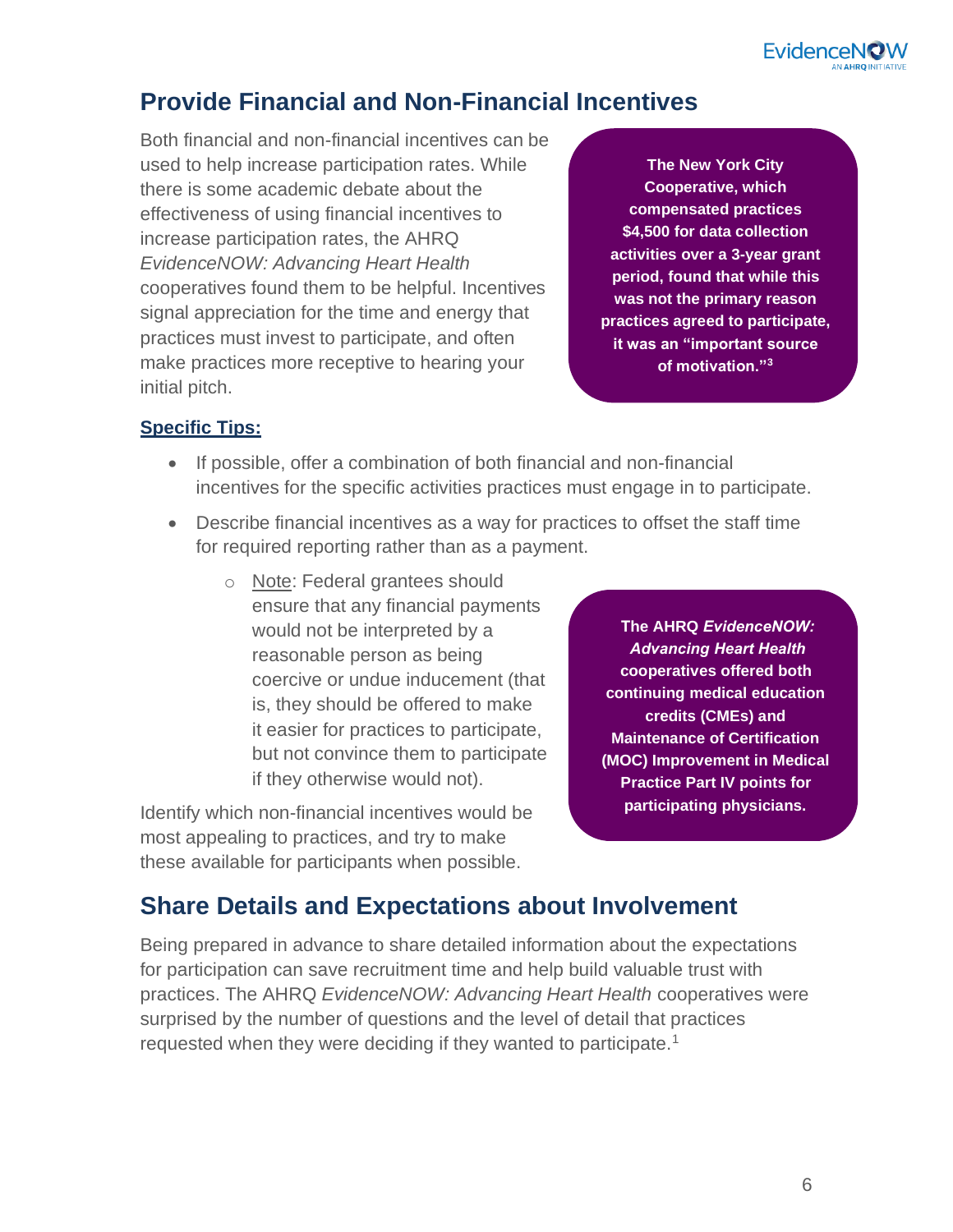## Provide Financial and Non-Financial Incentives

Both financial and non-financial incentives can be used to help increase participation rates. While there is some academic debate about the effectiveness of using financial incentives to increase participation rates, the AHRQ *EvidenceNOW: Advancing Heart Health* cooperatives found them to be helpful. Incentives signal appreciation for the time and energy that practices must invest to participate, and often make practices more receptive to hearing your initial pitch.

**The New York City Cooperative, which compensated practices $4,500 for data collection activities over a 3-year grant period, found that while this was not the primary reason practices agreed to participate, it was an "important source of motivation."[3]**

**Specific Tips:**

- If possible, offer a combination of both financial and non-financial incentives for the specific activities practices must engage in to participate.
- Describe financial incentives as a way for practices to offset the staff time for required reporting rather than as a payment.
  - Note: Federal grantees should ensure that any financial payments would not be interpreted by a reasonable person as being coercive or undue inducement (that is, they should be offered to make it easier for practices to participate, but not convince them to participate if they otherwise would not).

Identify which non-financial incentives would be most appealing to practices, and try to make these available for participants when possible.

**The AHRQ *EvidenceNOW: Advancing Heart Health* cooperatives offered both continuing medical education credits (CMEs) and Maintenance of Certification (MOC) Improvement in Medical Practice Part IV points for participating physicians.**

## Share Details and Expectations about Involvement

Being prepared in advance to share detailed information about the expectations for participation can save recruitment time and help build valuable trust with practices. The AHRQ *EvidenceNOW: Advancing Heart Health* cooperatives were surprised by the number of questions and the level of detail that practices requested when they were deciding if they wanted to participate.[1]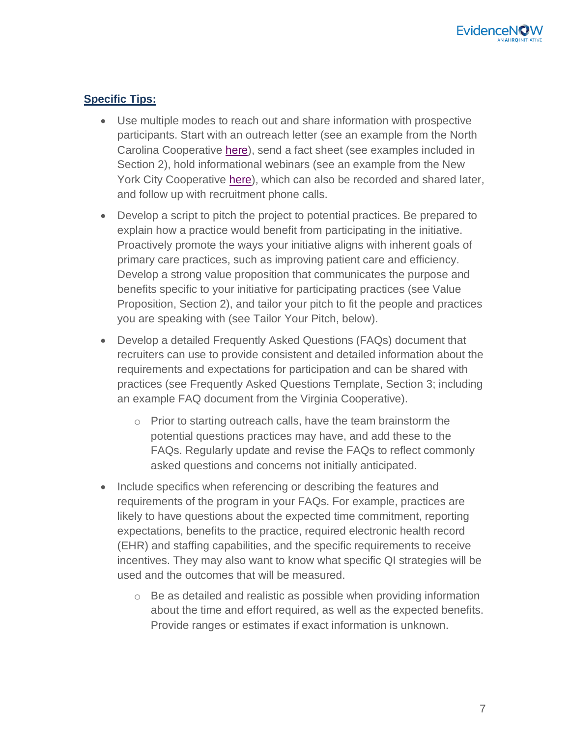**Specific Tips:**

- Use multiple modes to reach out and share information with prospective participants. Start with an outreach letter (see an example from the North Carolina Cooperative here), send a fact sheet (see examples included in Section 2), hold informational webinars (see an example from the New York City Cooperative here), which can also be recorded and shared later, and follow up with recruitment phone calls.
- Develop a script to pitch the project to potential practices. Be prepared to explain how a practice would benefit from participating in the initiative. Proactively promote the ways your initiative aligns with inherent goals of primary care practices, such as improving patient care and efficiency. Develop a strong value proposition that communicates the purpose and benefits specific to your initiative for participating practices (see Value Proposition, Section 2), and tailor your pitch to fit the people and practices you are speaking with (see Tailor Your Pitch, below).
- Develop a detailed Frequently Asked Questions (FAQs) document that recruiters can use to provide consistent and detailed information about the requirements and expectations for participation and can be shared with practices (see Frequently Asked Questions Template, Section 3; including an example FAQ document from the Virginia Cooperative).
    - Prior to starting outreach calls, have the team brainstorm the potential questions practices may have, and add these to the FAQs. Regularly update and revise the FAQs to reflect commonly asked questions and concerns not initially anticipated.
- Include specifics when referencing or describing the features and requirements of the program in your FAQs. For example, practices are likely to have questions about the expected time commitment, reporting expectations, benefits to the practice, required electronic health record (EHR) and staffing capabilities, and the specific requirements to receive incentives. They may also want to know what specific QI strategies will be used and the outcomes that will be measured.
    - Be as detailed and realistic as possible when providing information about the time and effort required, as well as the expected benefits. Provide ranges or estimates if exact information is unknown.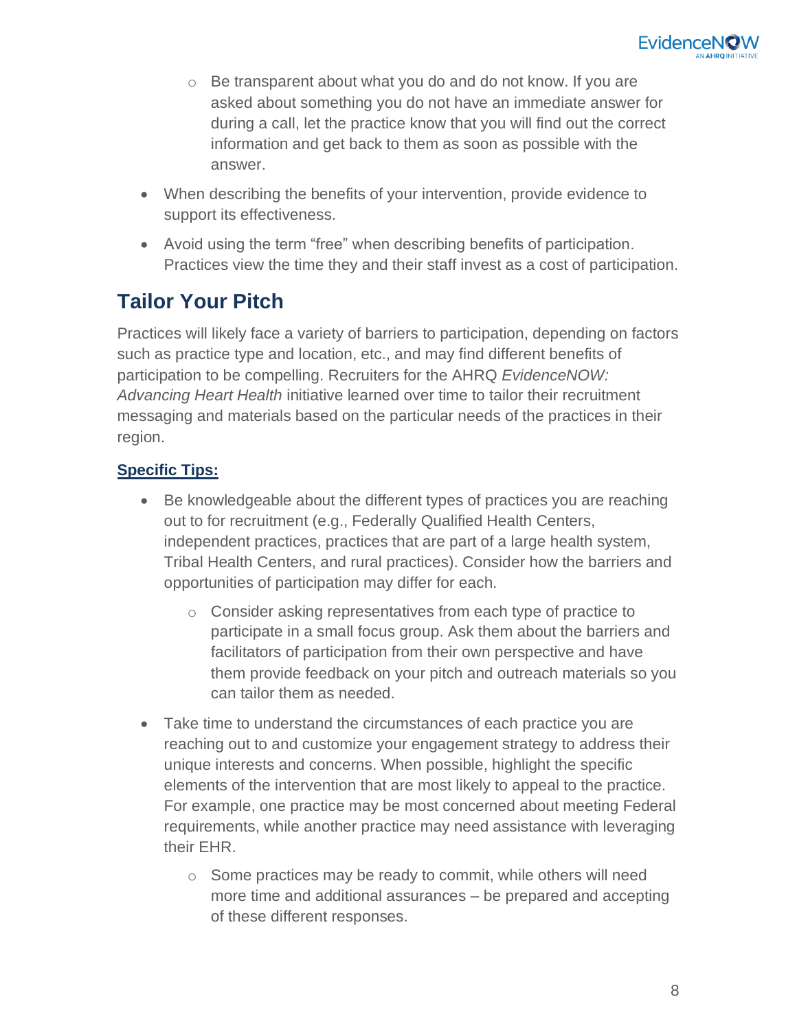- Be transparent about what you do and do not know. If you are asked about something you do not have an immediate answer for during a call, let the practice know that you will find out the correct information and get back to them as soon as possible with the answer.
- When describing the benefits of your intervention, provide evidence to support its effectiveness.
- Avoid using the term “free” when describing benefits of participation. Practices view the time they and their staff invest as a cost of participation.

## Tailor Your Pitch

Practices will likely face a variety of barriers to participation, depending on factors such as practice type and location, etc., and may find different benefits of participation to be compelling. Recruiters for the AHRQ *EvidenceNOW: Advancing Heart Health* initiative learned over time to tailor their recruitment messaging and materials based on the particular needs of the practices in their region.

**Specific Tips:**

- Be knowledgeable about the different types of practices you are reaching out to for recruitment (e.g., Federally Qualified Health Centers, independent practices, practices that are part of a large health system, Tribal Health Centers, and rural practices). Consider how the barriers and opportunities of participation may differ for each.
  - Consider asking representatives from each type of practice to participate in a small focus group. Ask them about the barriers and facilitators of participation from their own perspective and have them provide feedback on your pitch and outreach materials so you can tailor them as needed.
- Take time to understand the circumstances of each practice you are reaching out to and customize your engagement strategy to address their unique interests and concerns. When possible, highlight the specific elements of the intervention that are most likely to appeal to the practice. For example, one practice may be most concerned about meeting Federal requirements, while another practice may need assistance with leveraging their EHR.
  - Some practices may be ready to commit, while others will need more time and additional assurances – be prepared and accepting of these different responses.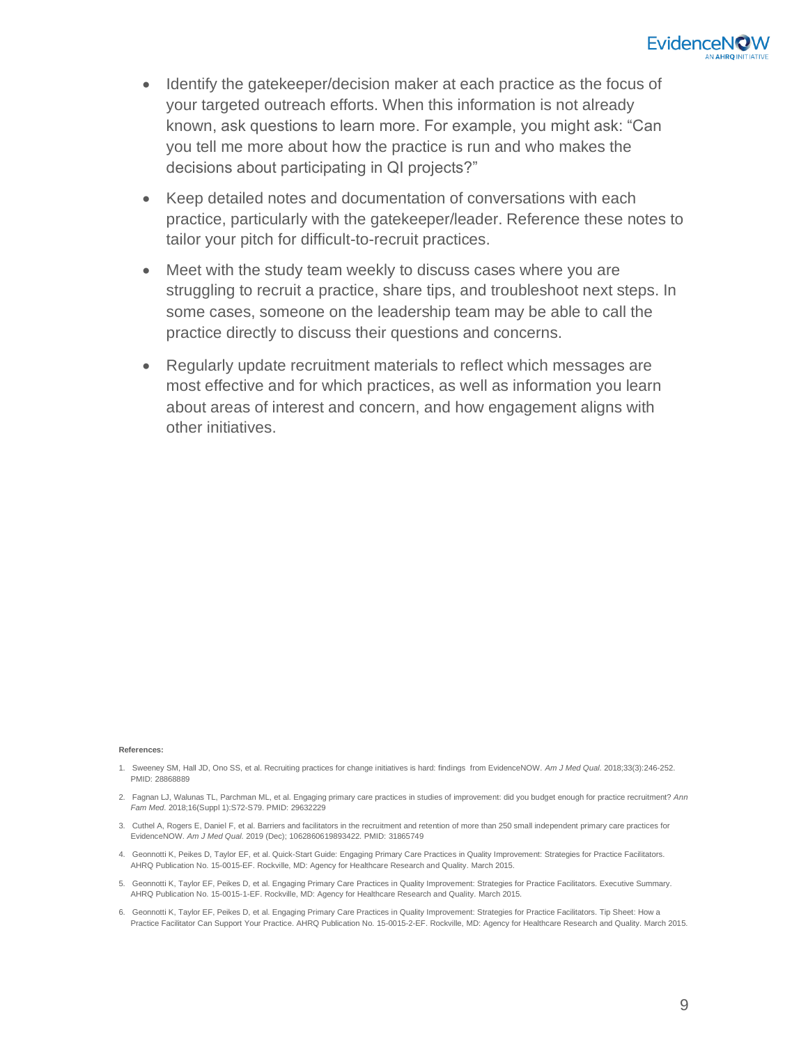- Identify the gatekeeper/decision maker at each practice as the focus of your targeted outreach efforts. When this information is not already known, ask questions to learn more. For example, you might ask: "Can you tell me more about how the practice is run and who makes the decisions about participating in QI projects?"
- Keep detailed notes and documentation of conversations with each practice, particularly with the gatekeeper/leader. Reference these notes to tailor your pitch for difficult-to-recruit practices.
- Meet with the study team weekly to discuss cases where you are struggling to recruit a practice, share tips, and troubleshoot next steps. In some cases, someone on the leadership team may be able to call the practice directly to discuss their questions and concerns.
- Regularly update recruitment materials to reflect which messages are most effective and for which practices, as well as information you learn about areas of interest and concern, and how engagement aligns with other initiatives.

**References:**

1. Sweeney SM, Hall JD, Ono SS, et al. Recruiting practices for change initiatives is hard: findings from EvidenceNOW. *Am J Med Qual.* 2018;33(3):246-252. PMID: 28868889
2. Fagnan LJ, Walunas TL, Parchman ML, et al. Engaging primary care practices in studies of improvement: did you budget enough for practice recruitment? *Ann Fam Med*. 2018;16(Suppl 1):S72-S79. PMID: 29632229
3. Cuthel A, Rogers E, Daniel F, et al. Barriers and facilitators in the recruitment and retention of more than 250 small independent primary care practices for EvidenceNOW. *Am J Med Qual.* 2019 (Dec); 1062860619893422. PMID: 31865749
4. Geonnotti K, Peikes D, Taylor EF, et al. Quick-Start Guide: Engaging Primary Care Practices in Quality Improvement: Strategies for Practice Facilitators. AHRQ Publication No. 15-0015-EF. Rockville, MD: Agency for Healthcare Research and Quality. March 2015.
5. Geonnotti K, Taylor EF, Peikes D, et al. Engaging Primary Care Practices in Quality Improvement: Strategies for Practice Facilitators. Executive Summary. AHRQ Publication No. 15-0015-1-EF. Rockville, MD: Agency for Healthcare Research and Quality. March 2015.
6. Geonnotti K, Taylor EF, Peikes D, et al. Engaging Primary Care Practices in Quality Improvement: Strategies for Practice Facilitators. Tip Sheet: How a Practice Facilitator Can Support Your Practice. AHRQ Publication No. 15-0015-2-EF. Rockville, MD: Agency for Healthcare Research and Quality. March 2015.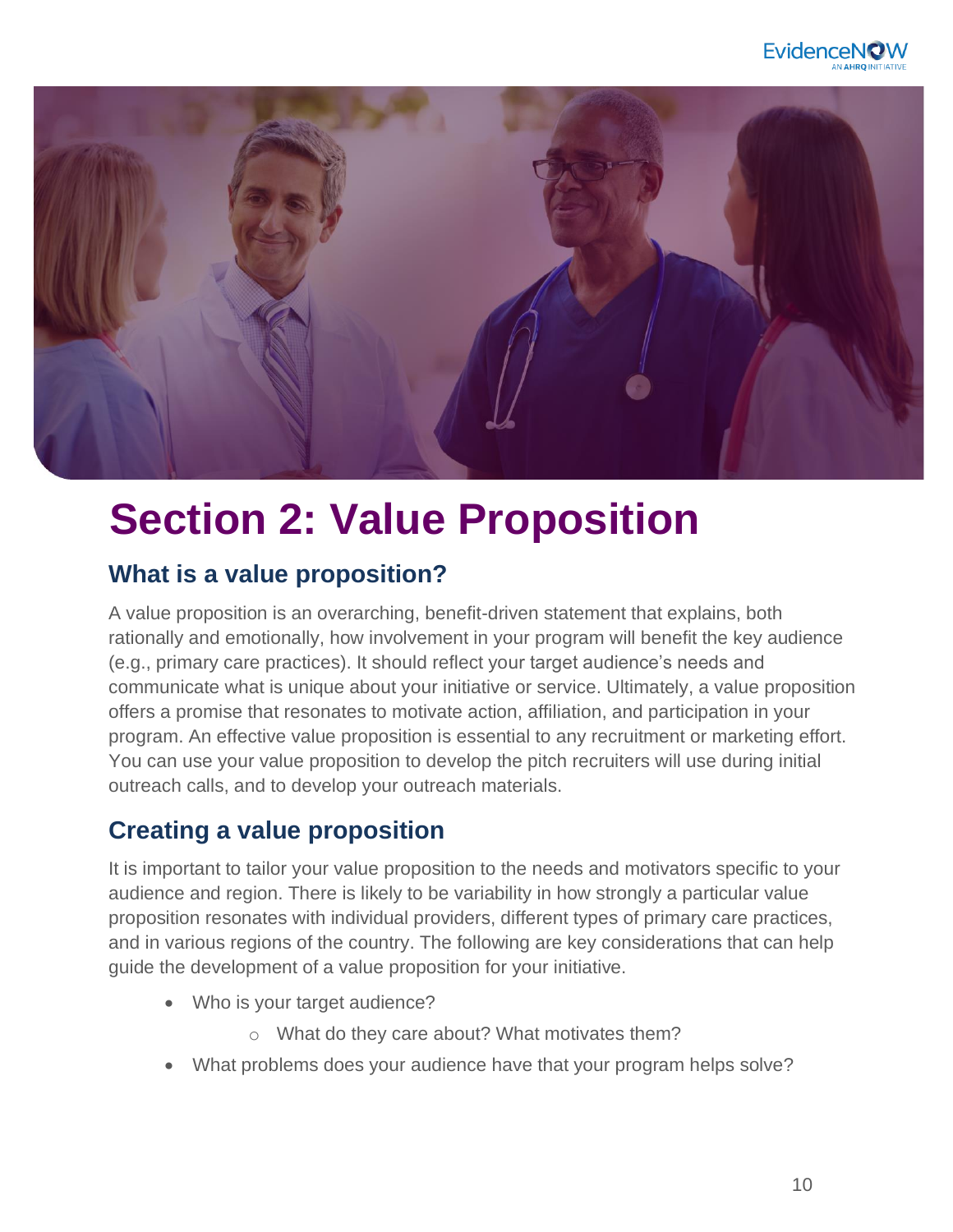# Section 2: Value Proposition

## What is a value proposition?

A value proposition is an overarching, benefit-driven statement that explains, both rationally and emotionally, how involvement in your program will benefit the key audience (e.g., primary care practices). It should reflect your target audience's needs and communicate what is unique about your initiative or service. Ultimately, a value proposition offers a promise that resonates to motivate action, affiliation, and participation in your program. An effective value proposition is essential to any recruitment or marketing effort. You can use your value proposition to develop the pitch recruiters will use during initial outreach calls, and to develop your outreach materials.

## Creating a value proposition

It is important to tailor your value proposition to the needs and motivators specific to your audience and region. There is likely to be variability in how strongly a particular value proposition resonates with individual providers, different types of primary care practices, and in various regions of the country. The following are key considerations that can help guide the development of a value proposition for your initiative.

- Who is your target audience?
    - What do they care about? What motivates them?
- What problems does your audience have that your program helps solve?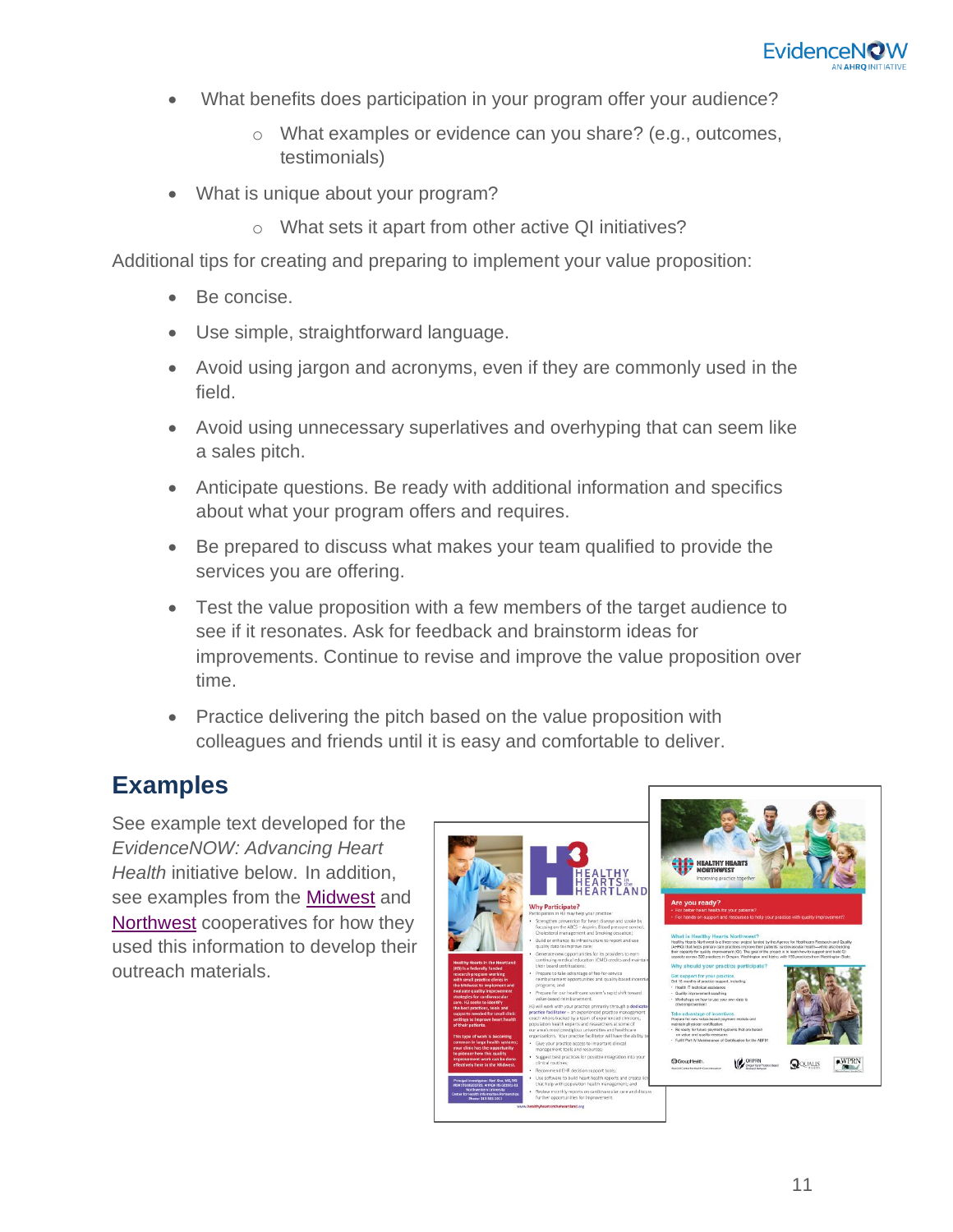- What benefits does participation in your program offer your audience?
    - What examples or evidence can you share? (e.g., outcomes, testimonials)
- What is unique about your program?
    - What sets it apart from other active QI initiatives?

Additional tips for creating and preparing to implement your value proposition:

- Be concise.
- Use simple, straightforward language.
- Avoid using jargon and acronyms, even if they are commonly used in the field.
- Avoid using unnecessary superlatives and overhyping that can seem like a sales pitch.
- Anticipate questions. Be ready with additional information and specifics about what your program offers and requires.
- Be prepared to discuss what makes your team qualified to provide the services you are offering.
- Test the value proposition with a few members of the target audience to see if it resonates. Ask for feedback and brainstorm ideas for improvements. Continue to revise and improve the value proposition over time.
- Practice delivering the pitch based on the value proposition with colleagues and friends until it is easy and comfortable to deliver.

## Examples

See example text developed for the *EvidenceNOW: Advancing Heart Health* initiative below. In addition, see examples from the [Midwest]() and [Northwest]() cooperatives for how they used this information to develop their outreach materials.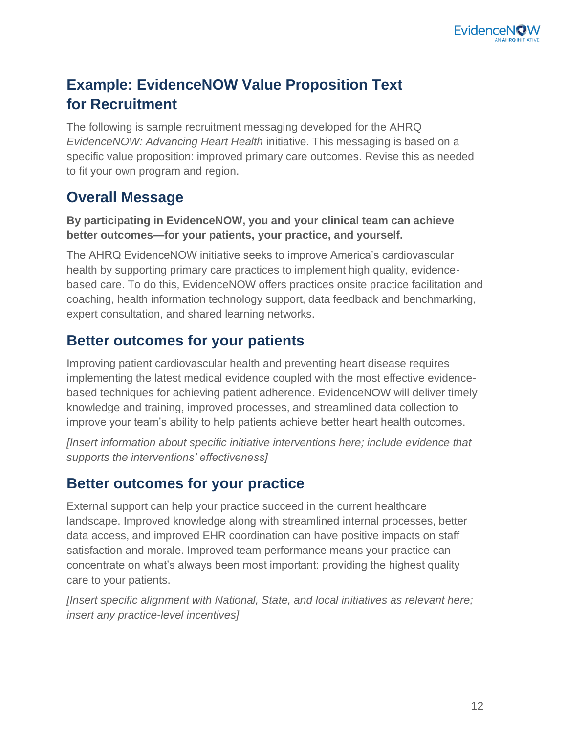# Example: EvidenceNOW Value Proposition Text for Recruitment

The following is sample recruitment messaging developed for the AHRQ *EvidenceNOW: Advancing Heart Health* initiative. This messaging is based on a specific value proposition: improved primary care outcomes. Revise this as needed to fit your own program and region.

## Overall Message

**By participating in EvidenceNOW, you and your clinical team can achieve better outcomes—for your patients, your practice, and yourself.**

The AHRQ EvidenceNOW initiative seeks to improve America's cardiovascular health by supporting primary care practices to implement high quality, evidence-based care. To do this, EvidenceNOW offers practices onsite practice facilitation and coaching, health information technology support, data feedback and benchmarking, expert consultation, and shared learning networks.

## Better outcomes for your patients

Improving patient cardiovascular health and preventing heart disease requires implementing the latest medical evidence coupled with the most effective evidence-based techniques for achieving patient adherence. EvidenceNOW will deliver timely knowledge and training, improved processes, and streamlined data collection to improve your team's ability to help patients achieve better heart health outcomes.

*[Insert information about specific initiative interventions here; include evidence that supports the interventions' effectiveness]*

## Better outcomes for your practice

External support can help your practice succeed in the current healthcare landscape. Improved knowledge along with streamlined internal processes, better data access, and improved EHR coordination can have positive impacts on staff satisfaction and morale. Improved team performance means your practice can concentrate on what's always been most important: providing the highest quality care to your patients.

*[Insert specific alignment with National, State, and local initiatives as relevant here; insert any practice-level incentives]*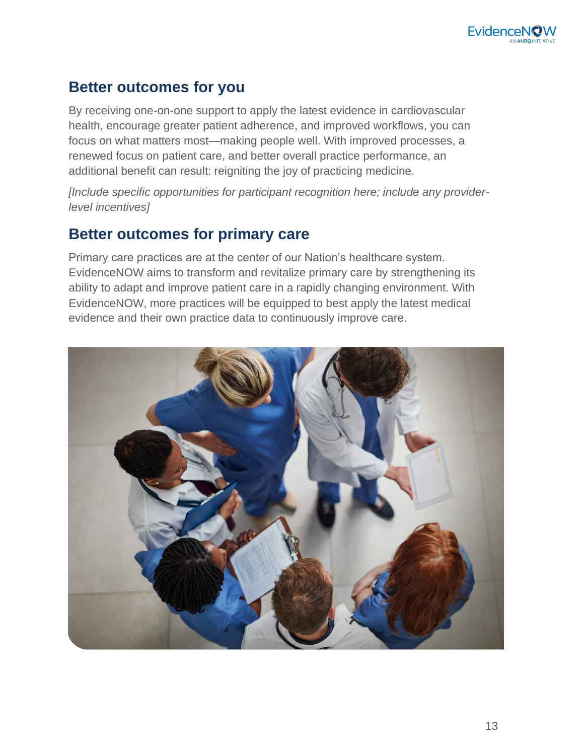## Better outcomes for you

By receiving one-on-one support to apply the latest evidence in cardiovascular health, encourage greater patient adherence, and improved workflows, you can focus on what matters most—making people well. With improved processes, a renewed focus on patient care, and better overall practice performance, an additional benefit can result: reigniting the joy of practicing medicine.

*[Include specific opportunities for participant recognition here; include any provider-level incentives]*

## Better outcomes for primary care

Primary care practices are at the center of our Nation's healthcare system. EvidenceNOW aims to transform and revitalize primary care by strengthening its ability to adapt and improve patient care in a rapidly changing environment. With EvidenceNOW, more practices will be equipped to best apply the latest medical evidence and their own practice data to continuously improve care.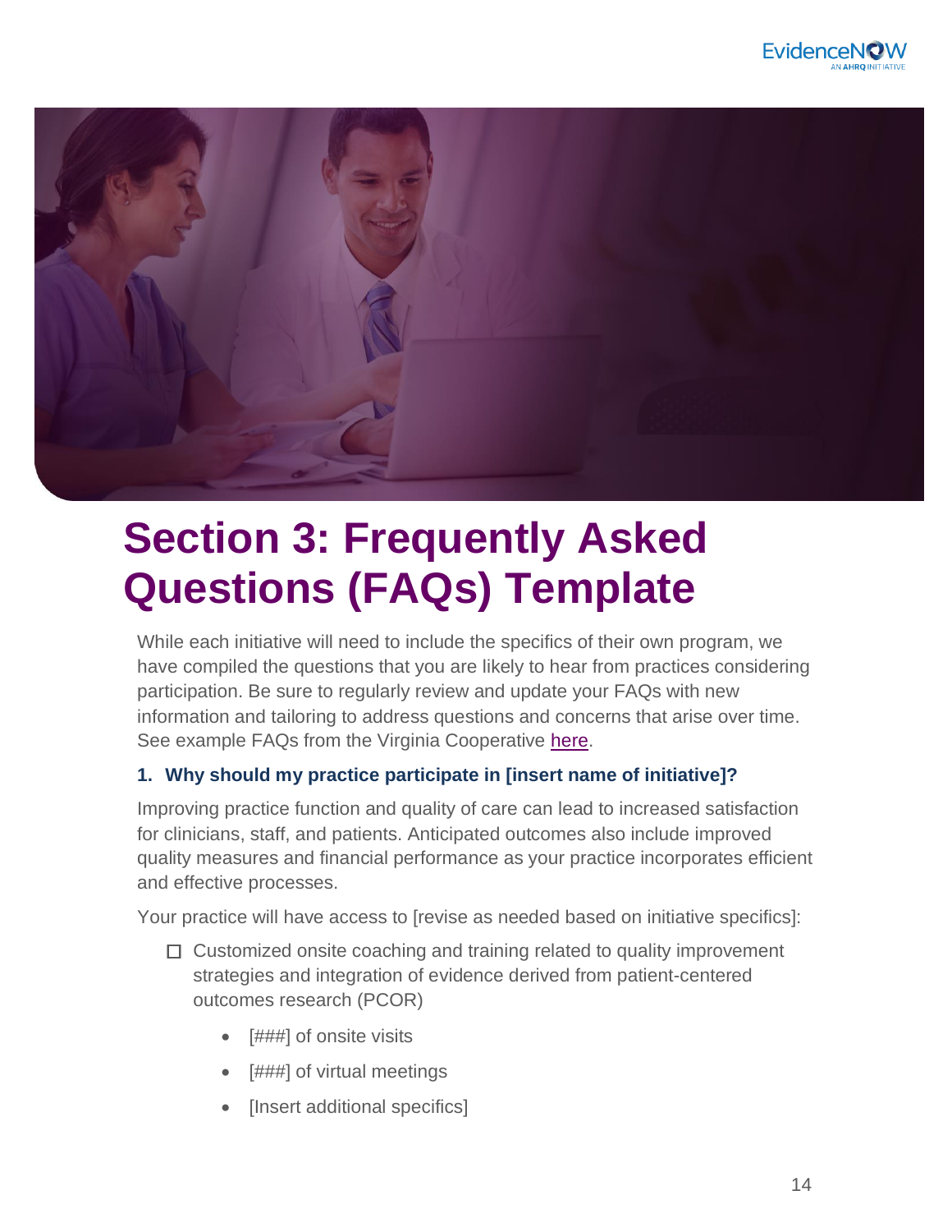# Section 3: Frequently Asked Questions (FAQs) Template

While each initiative will need to include the specifics of their own program, we have compiled the questions that you are likely to hear from practices considering participation. Be sure to regularly review and update your FAQs with new information and tailoring to address questions and concerns that arise over time. See example FAQs from the Virginia Cooperative here.

### 1. Why should my practice participate in [insert name of initiative]?

Improving practice function and quality of care can lead to increased satisfaction for clinicians, staff, and patients. Anticipated outcomes also include improved quality measures and financial performance as your practice incorporates efficient and effective processes.

Your practice will have access to [revise as needed based on initiative specifics]:

- ☐ Customized onsite coaching and training related to quality improvement strategies and integration of evidence derived from patient-centered outcomes research (PCOR)
  - [###] of onsite visits
  - [###] of virtual meetings
  - [Insert additional specifics]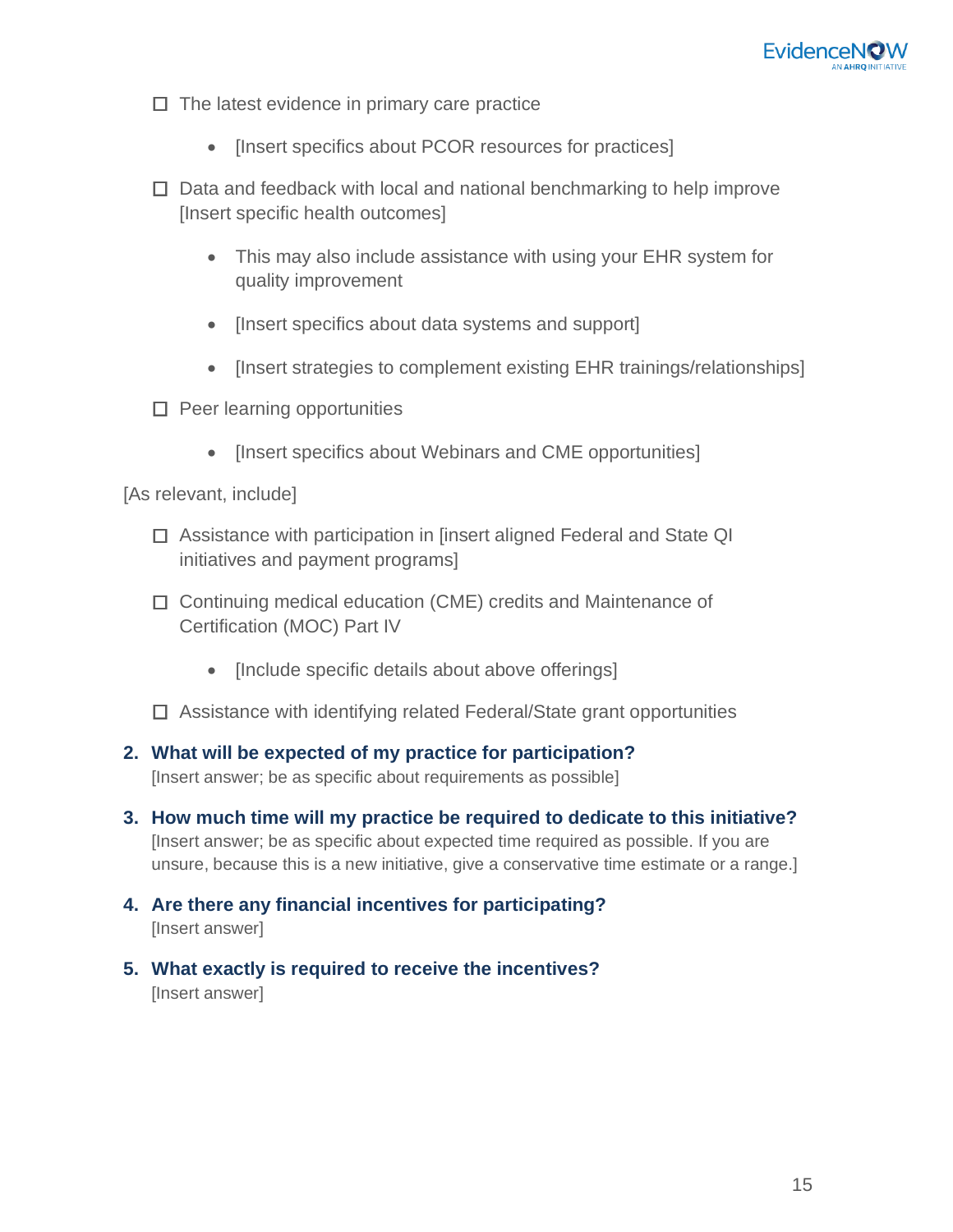- ☐ The latest evidence in primary care practice
    - [Insert specifics about PCOR resources for practices]
- ☐ Data and feedback with local and national benchmarking to help improve [Insert specific health outcomes]
    - This may also include assistance with using your EHR system for quality improvement
    - [Insert specifics about data systems and support]
    - [Insert strategies to complement existing EHR trainings/relationships]
- ☐ Peer learning opportunities
    - [Insert specifics about Webinars and CME opportunities]

[As relevant, include]

- ☐ Assistance with participation in [insert aligned Federal and State QI initiatives and payment programs]
- ☐ Continuing medical education (CME) credits and Maintenance of Certification (MOC) Part IV
    - [Include specific details about above offerings]
- ☐ Assistance with identifying related Federal/State grant opportunities

2. **What will be expected of my practice for participation?**
   [Insert answer; be as specific about requirements as possible]

3. **How much time will my practice be required to dedicate to this initiative?**
   [Insert answer; be as specific about expected time required as possible. If you are unsure, because this is a new initiative, give a conservative time estimate or a range.]

4. **Are there any financial incentives for participating?**
   [Insert answer]

5. **What exactly is required to receive the incentives?**
   [Insert answer]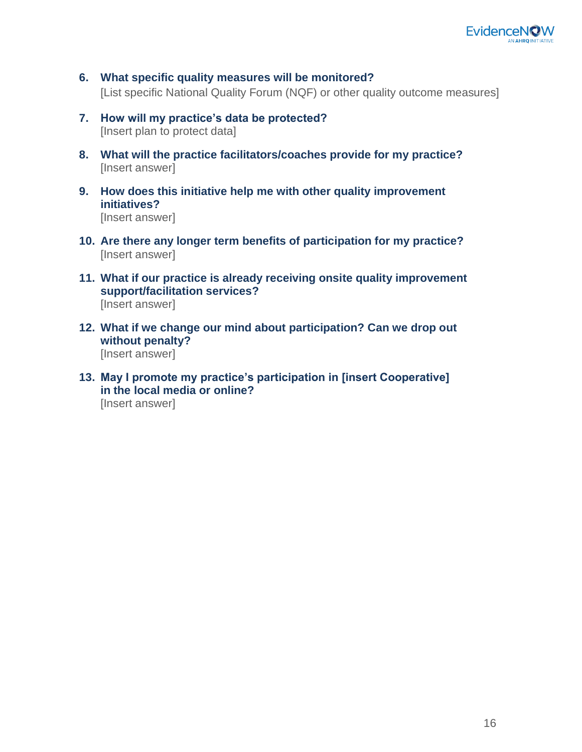6. **What specific quality measures will be monitored?**
   [List specific National Quality Forum (NQF) or other quality outcome measures]

7. **How will my practice's data be protected?**
   [Insert plan to protect data]

8. **What will the practice facilitators/coaches provide for my practice?**
   [Insert answer]

9. **How does this initiative help me with other quality improvement initiatives?**
   [Insert answer]

10. **Are there any longer term benefits of participation for my practice?**
    [Insert answer]

11. **What if our practice is already receiving onsite quality improvement support/facilitation services?**
    [Insert answer]

12. **What if we change our mind about participation? Can we drop out without penalty?**
    [Insert answer]

13. **May I promote my practice's participation in [insert Cooperative] in the local media or online?**
    [Insert answer]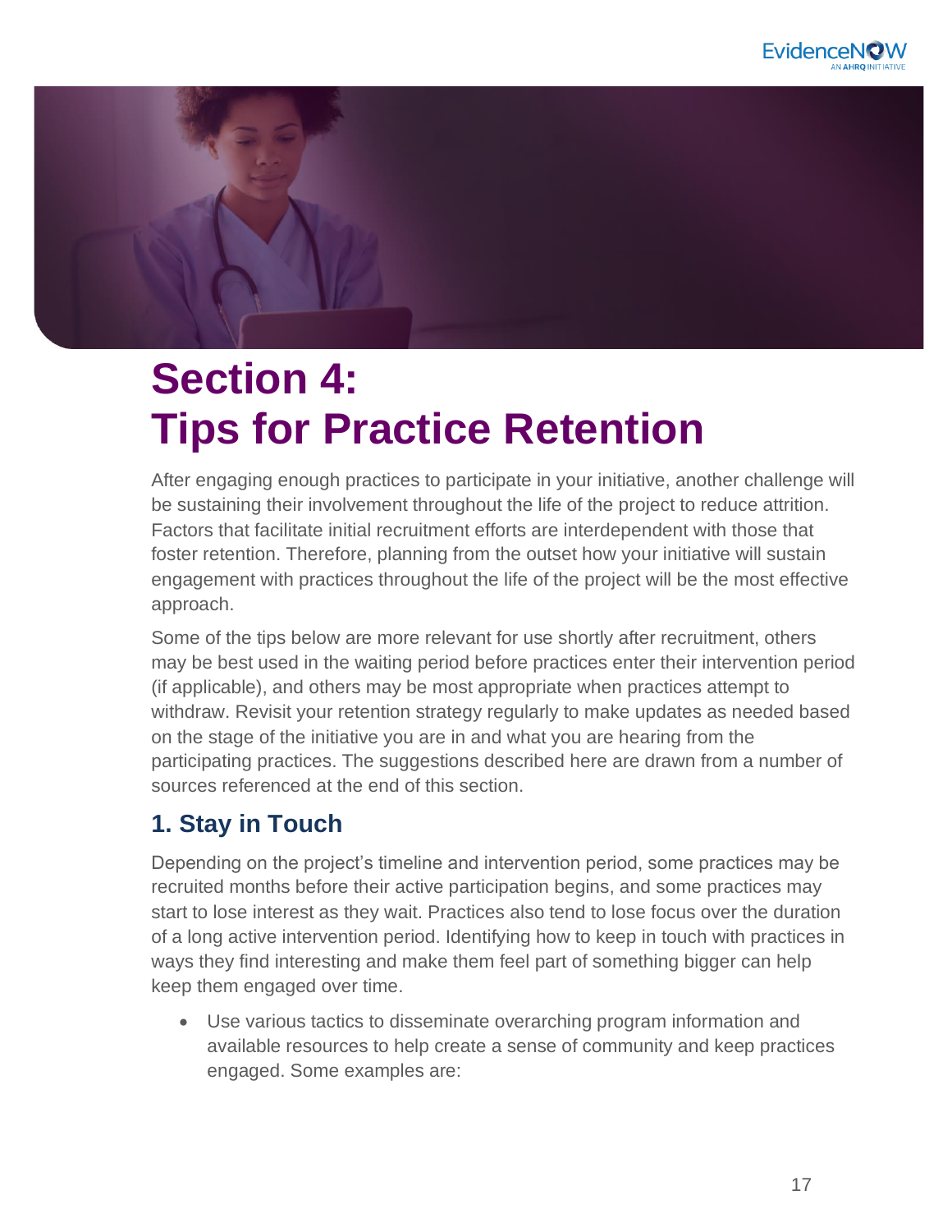# Section 4: Tips for Practice Retention

After engaging enough practices to participate in your initiative, another challenge will be sustaining their involvement throughout the life of the project to reduce attrition. Factors that facilitate initial recruitment efforts are interdependent with those that foster retention. Therefore, planning from the outset how your initiative will sustain engagement with practices throughout the life of the project will be the most effective approach.

Some of the tips below are more relevant for use shortly after recruitment, others may be best used in the waiting period before practices enter their intervention period (if applicable), and others may be most appropriate when practices attempt to withdraw. Revisit your retention strategy regularly to make updates as needed based on the stage of the initiative you are in and what you are hearing from the participating practices. The suggestions described here are drawn from a number of sources referenced at the end of this section.

## 1. Stay in Touch

Depending on the project's timeline and intervention period, some practices may be recruited months before their active participation begins, and some practices may start to lose interest as they wait. Practices also tend to lose focus over the duration of a long active intervention period. Identifying how to keep in touch with practices in ways they find interesting and make them feel part of something bigger can help keep them engaged over time.

- Use various tactics to disseminate overarching program information and available resources to help create a sense of community and keep practices engaged. Some examples are: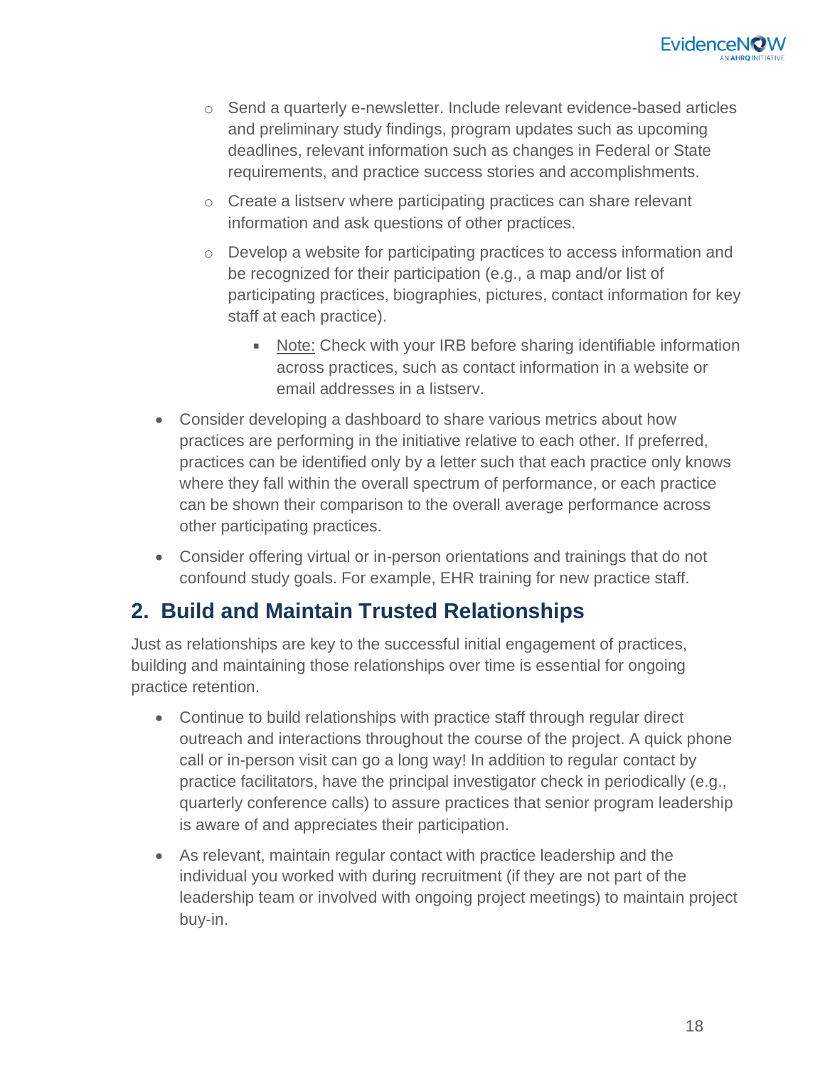- Send a quarterly e-newsletter. Include relevant evidence-based articles and preliminary study findings, program updates such as upcoming deadlines, relevant information such as changes in Federal or State requirements, and practice success stories and accomplishments.
  - Create a listserv where participating practices can share relevant information and ask questions of other practices.
  - Develop a website for participating practices to access information and be recognized for their participation (e.g., a map and/or list of participating practices, biographies, pictures, contact information for key staff at each practice).
    - <u>Note:</u> Check with your IRB before sharing identifiable information across practices, such as contact information in a website or email addresses in a listserv.
- Consider developing a dashboard to share various metrics about how practices are performing in the initiative relative to each other. If preferred, practices can be identified only by a letter such that each practice only knows where they fall within the overall spectrum of performance, or each practice can be shown their comparison to the overall average performance across other participating practices.
- Consider offering virtual or in-person orientations and trainings that do not confound study goals. For example, EHR training for new practice staff.

## 2. Build and Maintain Trusted Relationships

Just as relationships are key to the successful initial engagement of practices, building and maintaining those relationships over time is essential for ongoing practice retention.

- Continue to build relationships with practice staff through regular direct outreach and interactions throughout the course of the project. A quick phone call or in-person visit can go a long way! In addition to regular contact by practice facilitators, have the principal investigator check in periodically (e.g., quarterly conference calls) to assure practices that senior program leadership is aware of and appreciates their participation.
- As relevant, maintain regular contact with practice leadership and the individual you worked with during recruitment (if they are not part of the leadership team or involved with ongoing project meetings) to maintain project buy-in.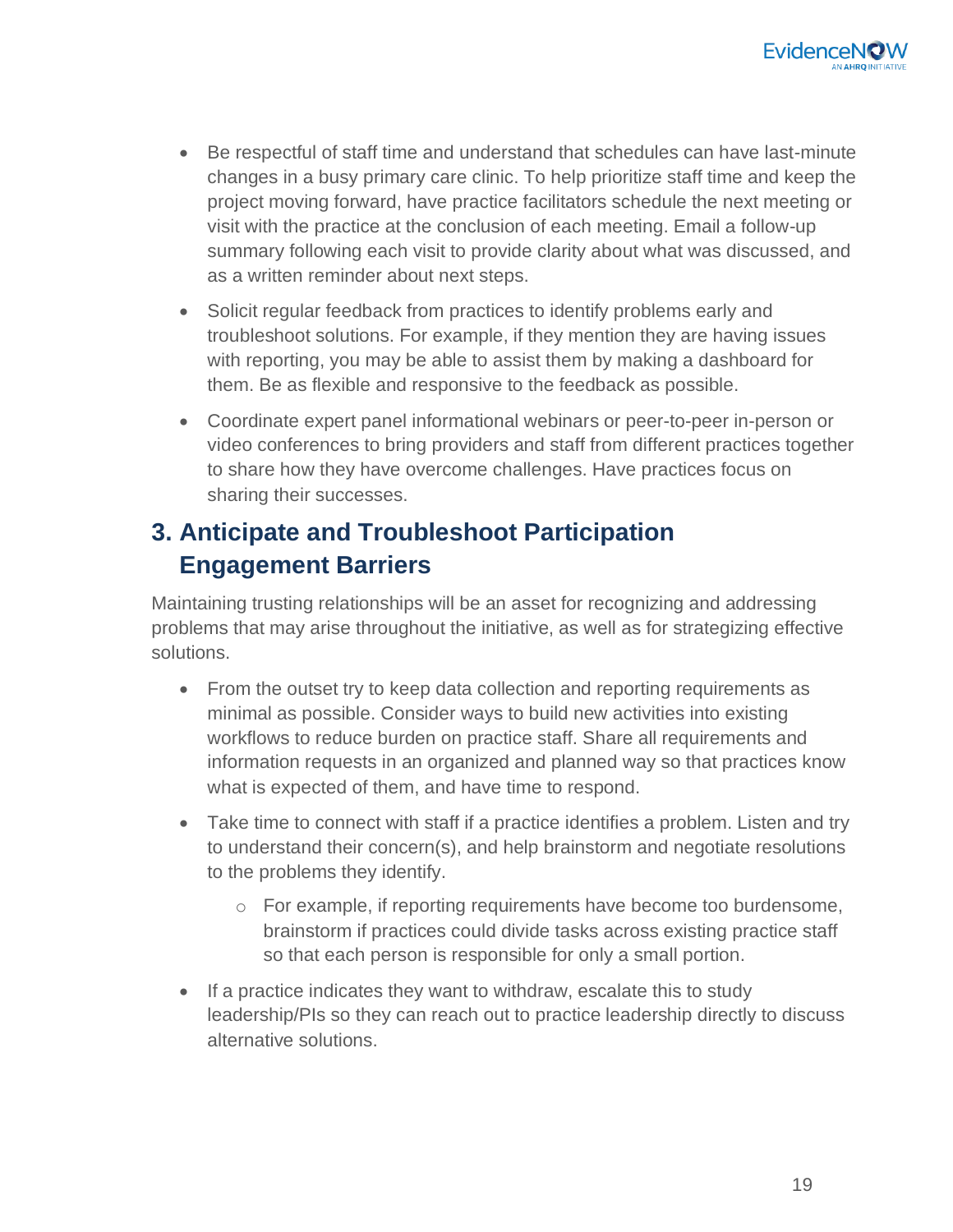- Be respectful of staff time and understand that schedules can have last-minute changes in a busy primary care clinic. To help prioritize staff time and keep the project moving forward, have practice facilitators schedule the next meeting or visit with the practice at the conclusion of each meeting. Email a follow-up summary following each visit to provide clarity about what was discussed, and as a written reminder about next steps.
- Solicit regular feedback from practices to identify problems early and troubleshoot solutions. For example, if they mention they are having issues with reporting, you may be able to assist them by making a dashboard for them. Be as flexible and responsive to the feedback as possible.
- Coordinate expert panel informational webinars or peer-to-peer in-person or video conferences to bring providers and staff from different practices together to share how they have overcome challenges. Have practices focus on sharing their successes.

## 3. Anticipate and Troubleshoot Participation Engagement Barriers

Maintaining trusting relationships will be an asset for recognizing and addressing problems that may arise throughout the initiative, as well as for strategizing effective solutions.

- From the outset try to keep data collection and reporting requirements as minimal as possible. Consider ways to build new activities into existing workflows to reduce burden on practice staff. Share all requirements and information requests in an organized and planned way so that practices know what is expected of them, and have time to respond.
- Take time to connect with staff if a practice identifies a problem. Listen and try to understand their concern(s), and help brainstorm and negotiate resolutions to the problems they identify.
    - For example, if reporting requirements have become too burdensome, brainstorm if practices could divide tasks across existing practice staff so that each person is responsible for only a small portion.
- If a practice indicates they want to withdraw, escalate this to study leadership/PIs so they can reach out to practice leadership directly to discuss alternative solutions.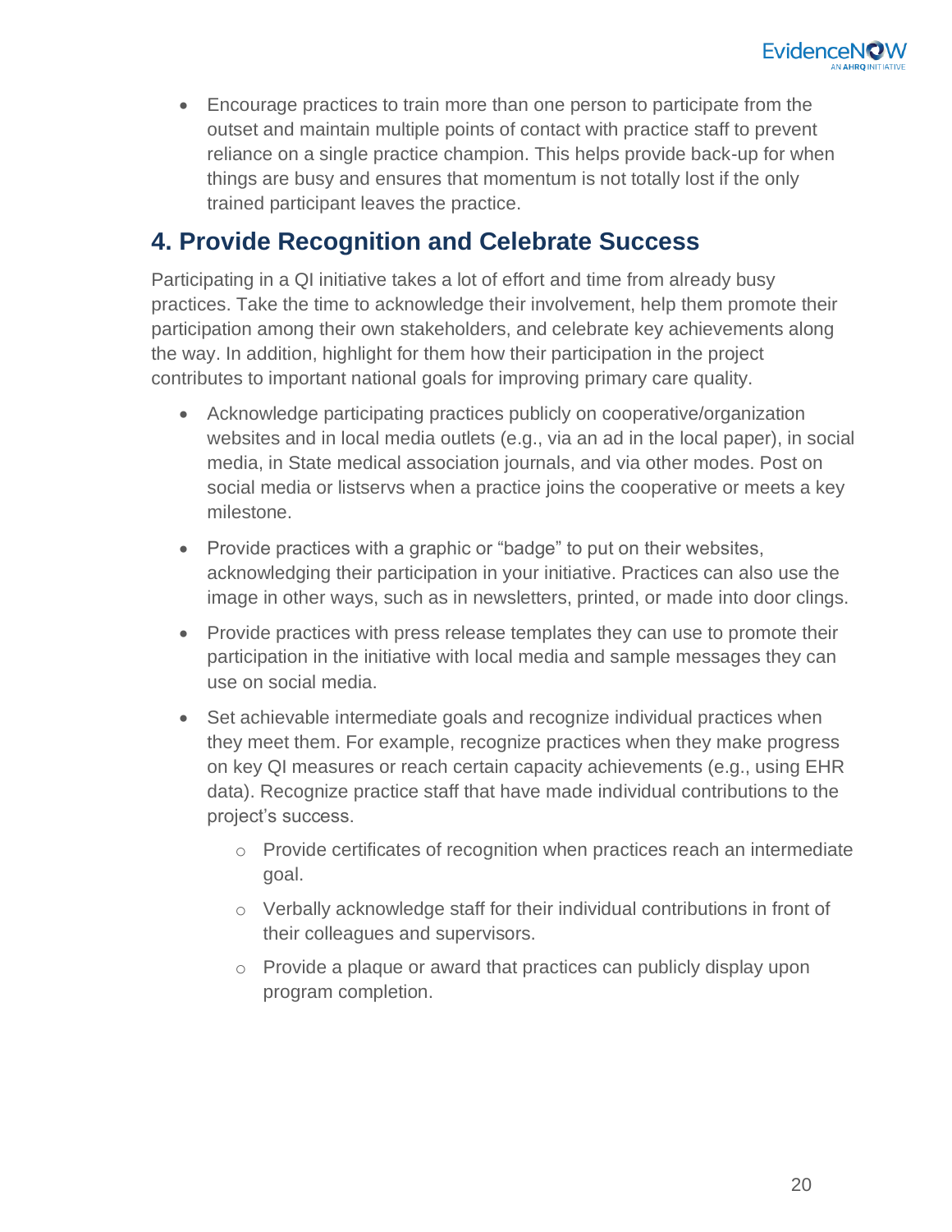- Encourage practices to train more than one person to participate from the outset and maintain multiple points of contact with practice staff to prevent reliance on a single practice champion. This helps provide back-up for when things are busy and ensures that momentum is not totally lost if the only trained participant leaves the practice.

## 4. Provide Recognition and Celebrate Success

Participating in a QI initiative takes a lot of effort and time from already busy practices. Take the time to acknowledge their involvement, help them promote their participation among their own stakeholders, and celebrate key achievements along the way. In addition, highlight for them how their participation in the project contributes to important national goals for improving primary care quality.

- Acknowledge participating practices publicly on cooperative/organization websites and in local media outlets (e.g., via an ad in the local paper), in social media, in State medical association journals, and via other modes. Post on social media or listservs when a practice joins the cooperative or meets a key milestone.
- Provide practices with a graphic or "badge" to put on their websites, acknowledging their participation in your initiative. Practices can also use the image in other ways, such as in newsletters, printed, or made into door clings.
- Provide practices with press release templates they can use to promote their participation in the initiative with local media and sample messages they can use on social media.
- Set achievable intermediate goals and recognize individual practices when they meet them. For example, recognize practices when they make progress on key QI measures or reach certain capacity achievements (e.g., using EHR data). Recognize practice staff that have made individual contributions to the project's success.
    - Provide certificates of recognition when practices reach an intermediate goal.
    - Verbally acknowledge staff for their individual contributions in front of their colleagues and supervisors.
    - Provide a plaque or award that practices can publicly display upon program completion.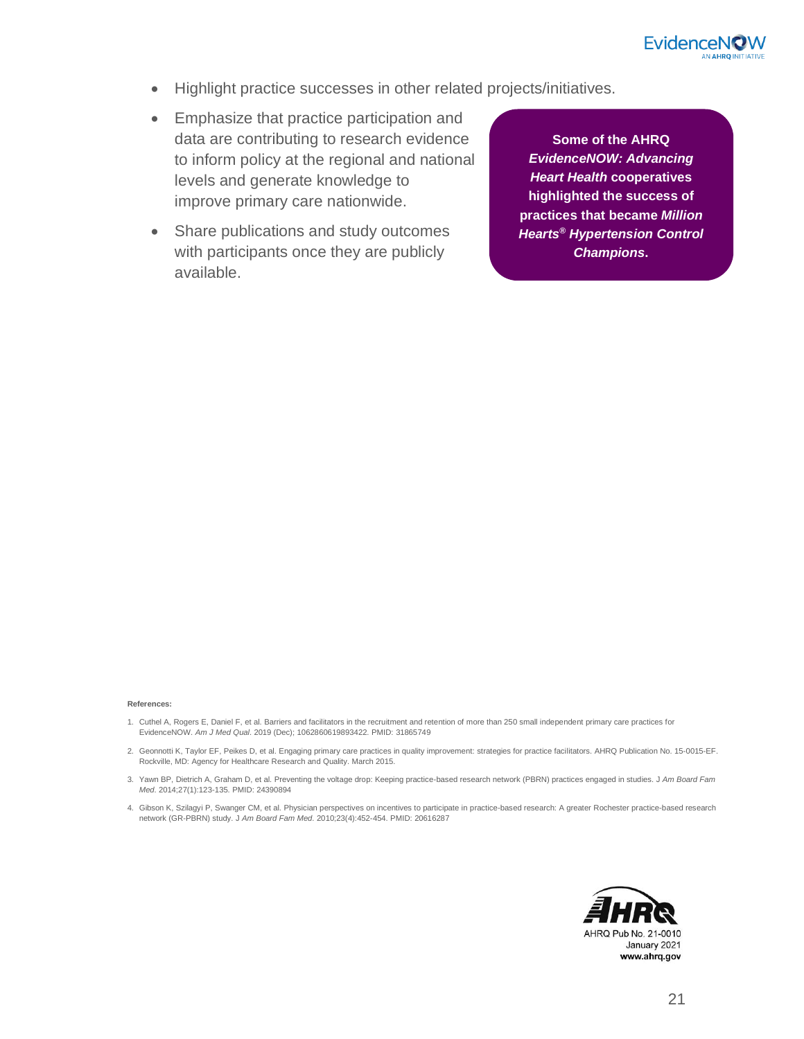- Highlight practice successes in other related projects/initiatives.
- Emphasize that practice participation and data are contributing to research evidence to inform policy at the regional and national levels and generate knowledge to improve primary care nationwide.
- Share publications and study outcomes with participants once they are publicly available.

**Some of the AHRQ *EvidenceNOW: Advancing Heart Health* cooperatives highlighted the success of practices that became *Million Hearts® Hypertension Control Champions*.**

**References:**

1. Cuthel A, Rogers E, Daniel F, et al. Barriers and facilitators in the recruitment and retention of more than 250 small independent primary care practices for EvidenceNOW. *Am J Med Qual*. 2019 (Dec); 1062860619893422. PMID: 31865749
2. Geonnotti K, Taylor EF, Peikes D, et al. Engaging primary care practices in quality improvement: strategies for practice facilitators. AHRQ Publication No. 15-0015-EF. Rockville, MD: Agency for Healthcare Research and Quality. March 2015.
3. Yawn BP, Dietrich A, Graham D, et al. Preventing the voltage drop: Keeping practice-based research network (PBRN) practices engaged in studies. J *Am Board Fam Med*. 2014;27(1):123-135. PMID: 24390894
4. Gibson K, Szilagyi P, Swanger CM, et al. Physician perspectives on incentives to participate in practice-based research: A greater Rochester practice-based research network (GR-PBRN) study. J *Am Board Fam Med*. 2010;23(4):452-454. PMID: 20616287

AHRQ Pub No. 21-0010
January 2021
**www.ahrq.gov**